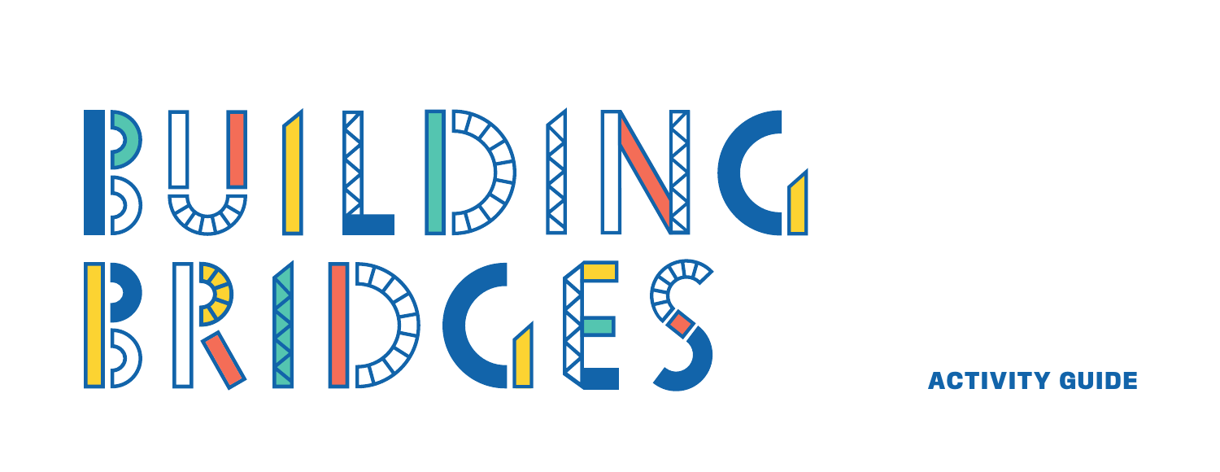# BUILDING BRIDGES

## ACTIVITY GUIDE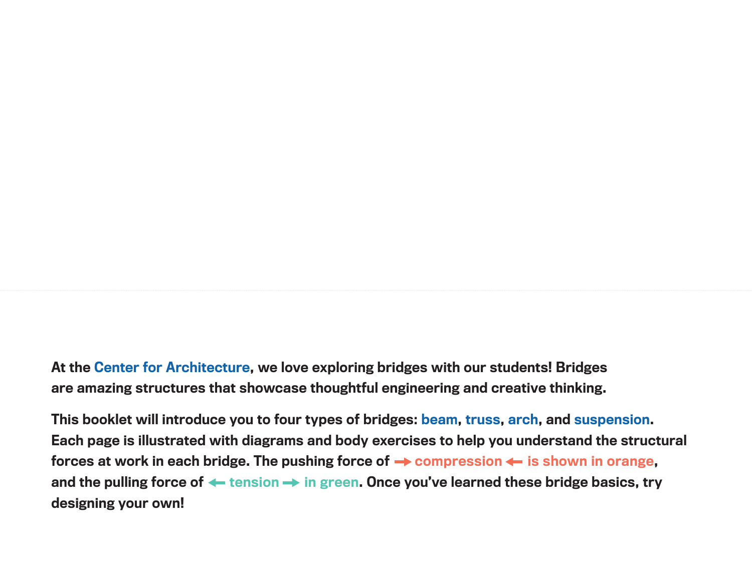At the Center for Architecture, we love exploring bridges with our students! Bridges are amazing structures that showcase thoughtful engineering and creative thinking.

This booklet will introduce you to four types of bridges: beam, truss, arch, and suspension. Each page is illustrated with diagrams and body exercises to help you understand the structural forces at work in each bridge. The pushing force of → compression ← is shown in orange, and the pulling force of ← tension → in green. Once you've learned these bridge basics, try designing your own!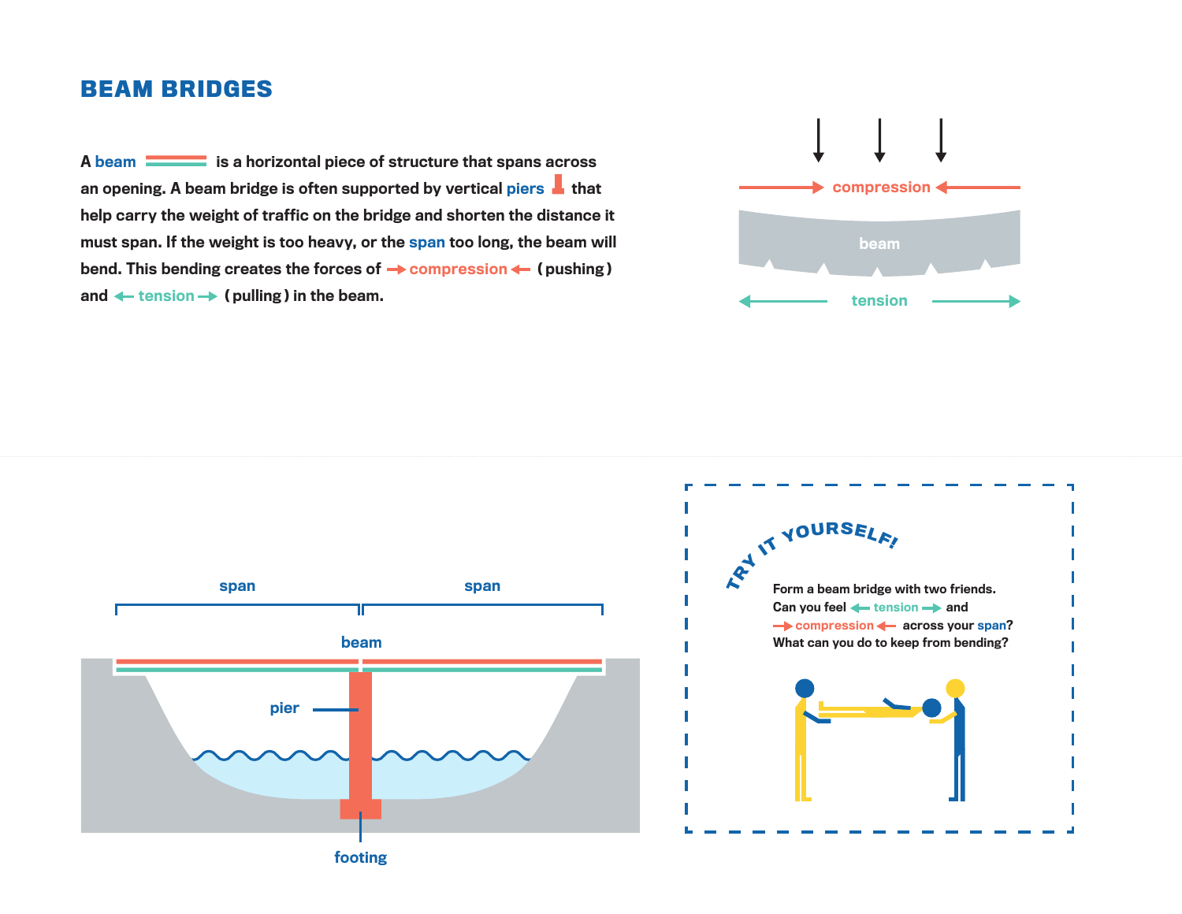# BEAM BRIDGES

A beam is a horizontal piece of structure that spans across an opening. A beam bridge is often supported by vertical piers that help carry the weight of traffic on the bridge and shorten the distance it must span. If the weight is too heavy, or the span too long, the beam will bend. This bending creates the forces of → compression ← (pushing) and ← tension → (pulling) in the beam.

compression

beam

tension

span

span

beam

pier

footing

TRY IT YOURSELF!

Form a beam bridge with two friends. Can you feel ← tension → and → compression ← across your span? What can you do to keep from bending?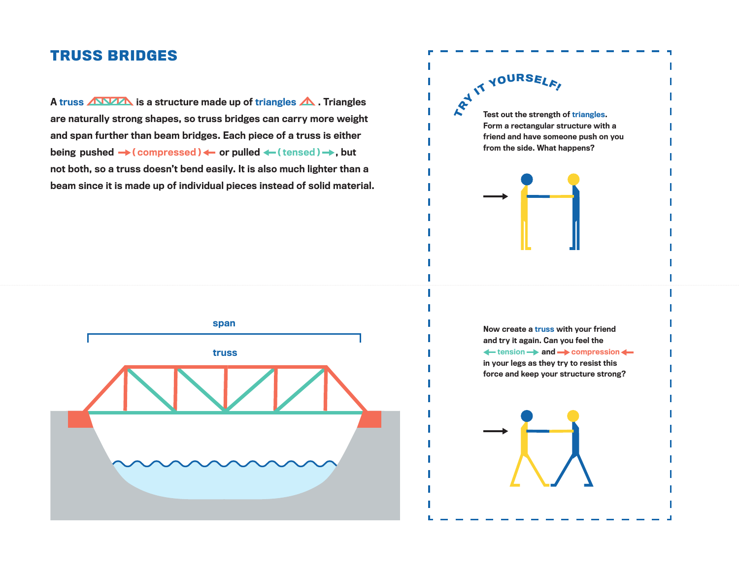# TRUSS BRIDGES

A truss is a structure made up of triangles. Triangles are naturally strong shapes, so truss bridges can carry more weight and span further than beam bridges. Each piece of a truss is either being pushed →(compressed)← or pulled ←(tensed)→, but not both, so a truss doesn't bend easily. It is also much lighter than a beam since it is made up of individual pieces instead of solid material.

span

truss

## TRY IT YOURSELF!

Test out the strength of triangles. Form a rectangular structure with a friend and have someone push on you from the side. What happens?

Now create a truss with your friend and try it again. Can you feel the ←tension→ and →compression← in your legs as they try to resist this force and keep your structure strong?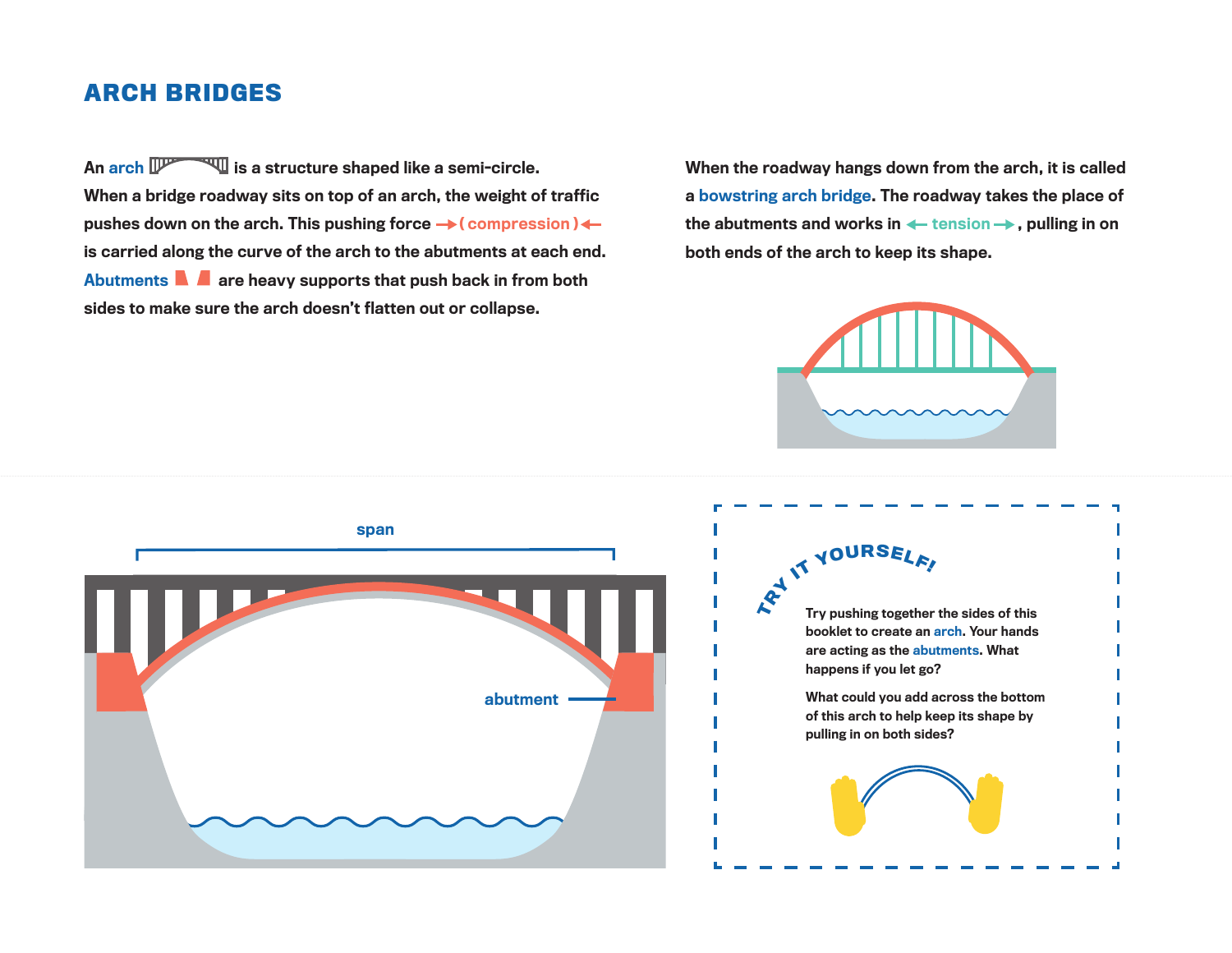# ARCH BRIDGES

An **arch** is a structure shaped like a semi-circle. When a bridge roadway sits on top of an arch, the weight of traffic pushes down on the arch. This pushing force →( compression )← is carried along the curve of the arch to the abutments at each end. **Abutments** are heavy supports that push back in from both sides to make sure the arch doesn't flatten out or collapse.

When the roadway hangs down from the arch, it is called a **bowstring arch bridge**. The roadway takes the place of the abutments and works in ← tension →, pulling in on both ends of the arch to keep its shape.

span

abutment

## TRY IT YOURSELF!

Try pushing together the sides of this booklet to create an **arch**. Your hands are acting as the **abutments**. What happens if you let go?

What could you add across the bottom of this arch to help keep its shape by pulling in on both sides?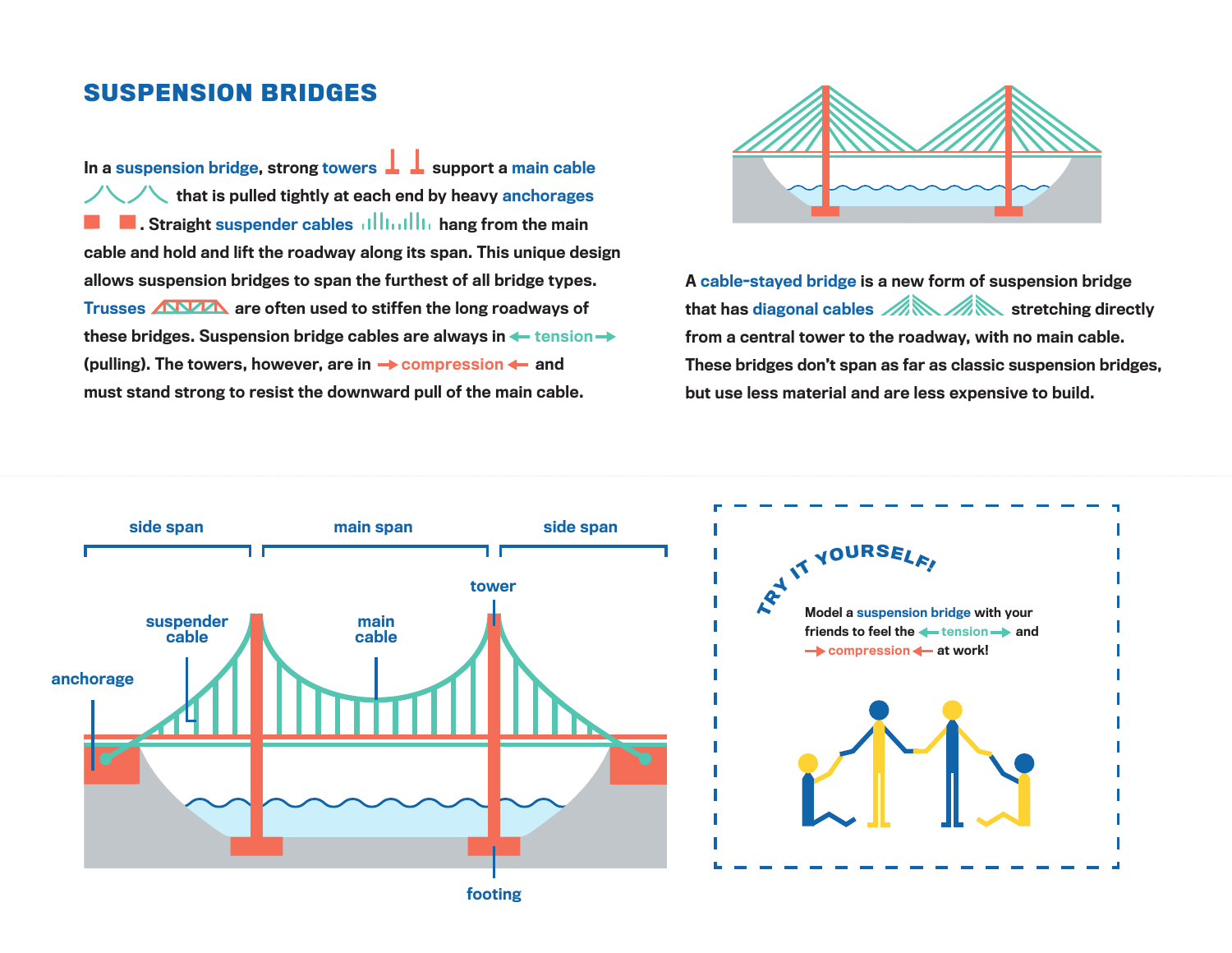# SUSPENSION BRIDGES

In a **suspension bridge**, strong **towers** support a **main cable** that is pulled tightly at each end by heavy **anchorages**. Straight **suspender cables** hang from the main cable and hold and lift the roadway along its span. This unique design allows suspension bridges to span the furthest of all bridge types. **Trusses** are often used to stiffen the long roadways of these bridges. Suspension bridge cables are always in ← tension → (pulling). The towers, however, are in → compression ← and must stand strong to resist the downward pull of the main cable.

A **cable-stayed bridge** is a new form of suspension bridge that has **diagonal cables** stretching directly from a central tower to the roadway, with no main cable. These bridges don't span as far as classic suspension bridges, but use less material and are less expensive to build.

side span | main span | side span

tower | main cable | suspender cable | anchorage | footing

## TRY IT YOURSELF!

Model a **suspension bridge** with your friends to feel the ← tension → and → compression ← at work!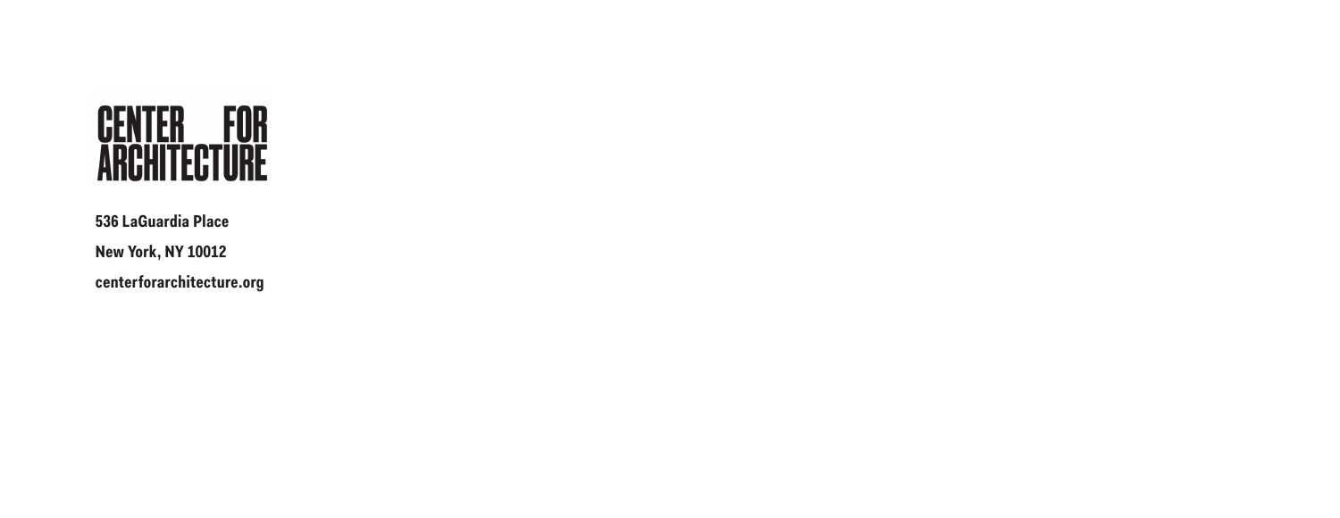**CENTER FOR ARCHITECTURE**

**536 LaGuardia Place**

**New York, NY 10012**

**centerforarchitecture.org**